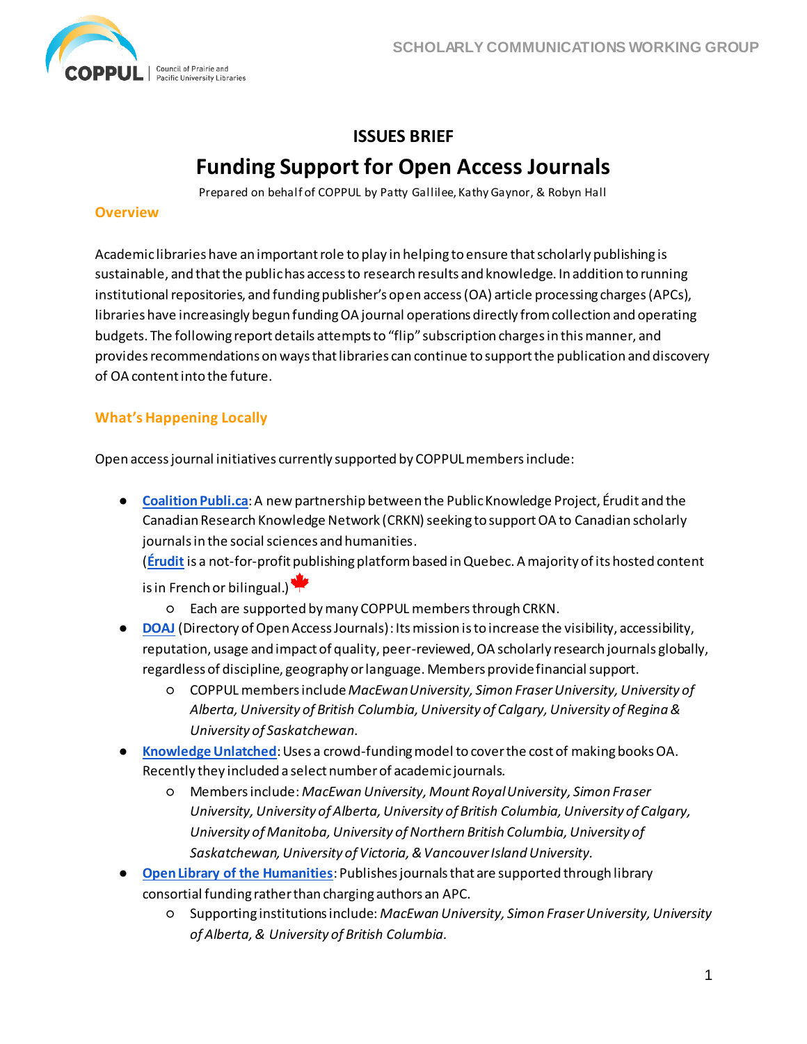# ISSUES BRIEF

# Funding Support for Open Access Journals

Prepared on behalf of COPPUL by Patty Gallilee, Kathy Gaynor, & Robyn Hall

## Overview

Academic libraries have an important role to play in helping to ensure that scholarly publishing is sustainable, and that the public has access to research results and knowledge. In addition to running institutional repositories, and funding publisher's open access (OA) article processing charges (APCs), libraries have increasingly begun funding OA journal operations directly from collection and operating budgets. The following report details attempts to "flip" subscription charges in this manner, and provides recommendations on ways that libraries can continue to support the publication and discovery of OA content into the future.

## What's Happening Locally

Open access journal initiatives currently supported by COPPUL members include:

- **Coalition Publi.ca**: A new partnership between the Public Knowledge Project, Érudit and the Canadian Research Knowledge Network (CRKN) seeking to support OA to Canadian scholarly journals in the social sciences and humanities.
  (**Érudit** is a not-for-profit publishing platform based in Quebec. A majority of its hosted content is in French or bilingual.) 🍁
  - Each are supported by many COPPUL members through CRKN.
- **DOAJ** (Directory of Open Access Journals): Its mission is to increase the visibility, accessibility, reputation, usage and impact of quality, peer-reviewed, OA scholarly research journals globally, regardless of discipline, geography or language. Members provide financial support.
  - COPPUL members include *MacEwan University, Simon Fraser University, University of Alberta, University of British Columbia, University of Calgary, University of Regina & University of Saskatchewan*.
- **Knowledge Unlatched**: Uses a crowd-funding model to cover the cost of making books OA. Recently they included a select number of academic journals.
  - Members include: *MacEwan University, Mount Royal University, Simon Fraser University, University of Alberta, University of British Columbia, University of Calgary, University of Manitoba, University of Northern British Columbia, University of Saskatchewan, University of Victoria, & Vancouver Island University.*
- **Open Library of the Humanities**: Publishes journals that are supported through library consortial funding rather than charging authors an APC.
  - Supporting institutions include: *MacEwan University, Simon Fraser University, University of Alberta, & University of British Columbia.*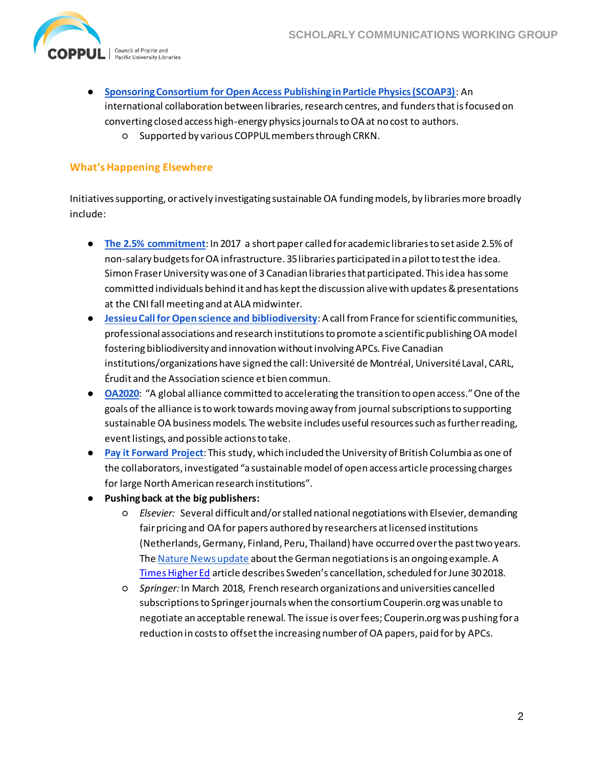- **Sponsoring Consortium for Open Access Publishing in Particle Physics (SCOAP3)**: An international collaboration between libraries, research centres, and funders that is focused on converting closed access high-energy physics journals to OA at no cost to authors.
    - Supported by various COPPUL members through CRKN.

## What's Happening Elsewhere

Initiatives supporting, or actively investigating sustainable OA funding models, by libraries more broadly include:

- **The 2.5% commitment**: In 2017 a short paper called for academic libraries to set aside 2.5% of non-salary budgets for OA infrastructure. 35 libraries participated in a pilot to test the idea. Simon Fraser University was one of 3 Canadian libraries that participated. This idea has some committed individuals behind it and has kept the discussion alive with updates & presentations at the CNI fall meeting and at ALA midwinter.
- **Jessieu Call for Open science and bibliodiversity**: A call from France for scientific communities, professional associations and research institutions to promote a scientific publishing OA model fostering bibliodiversity and innovation without involving APCs. Five Canadian institutions/organizations have signed the call: Université de Montréal, Université Laval, CARL, Érudit and the Association science et bien commun.
- **OA2020**: "A global alliance committed to accelerating the transition to open access." One of the goals of the alliance is to work towards moving away from journal subscriptions to supporting sustainable OA business models. The website includes useful resources such as further reading, event listings, and possible actions to take.
- **Pay it Forward Project**: This study, which included the University of British Columbia as one of the collaborators, investigated "a sustainable model of open access article processing charges for large North American research institutions".
- **Pushing back at the big publishers:**
    - *Elsevier:* Several difficult and/or stalled national negotiations with Elsevier, demanding fair pricing and OA for papers authored by researchers at licensed institutions (Netherlands, Germany, Finland, Peru, Thailand) have occurred over the past two years. The Nature News update about the German negotiations is an ongoing example. A Times Higher Ed article describes Sweden's cancellation, scheduled for June 30 2018.
    - *Springer:* In March 2018, French research organizations and universities cancelled subscriptions to Springer journals when the consortium Couperin.org was unable to negotiate an acceptable renewal. The issue is over fees; Couperin.org was pushing for a reduction in costs to offset the increasing number of OA papers, paid for by APCs.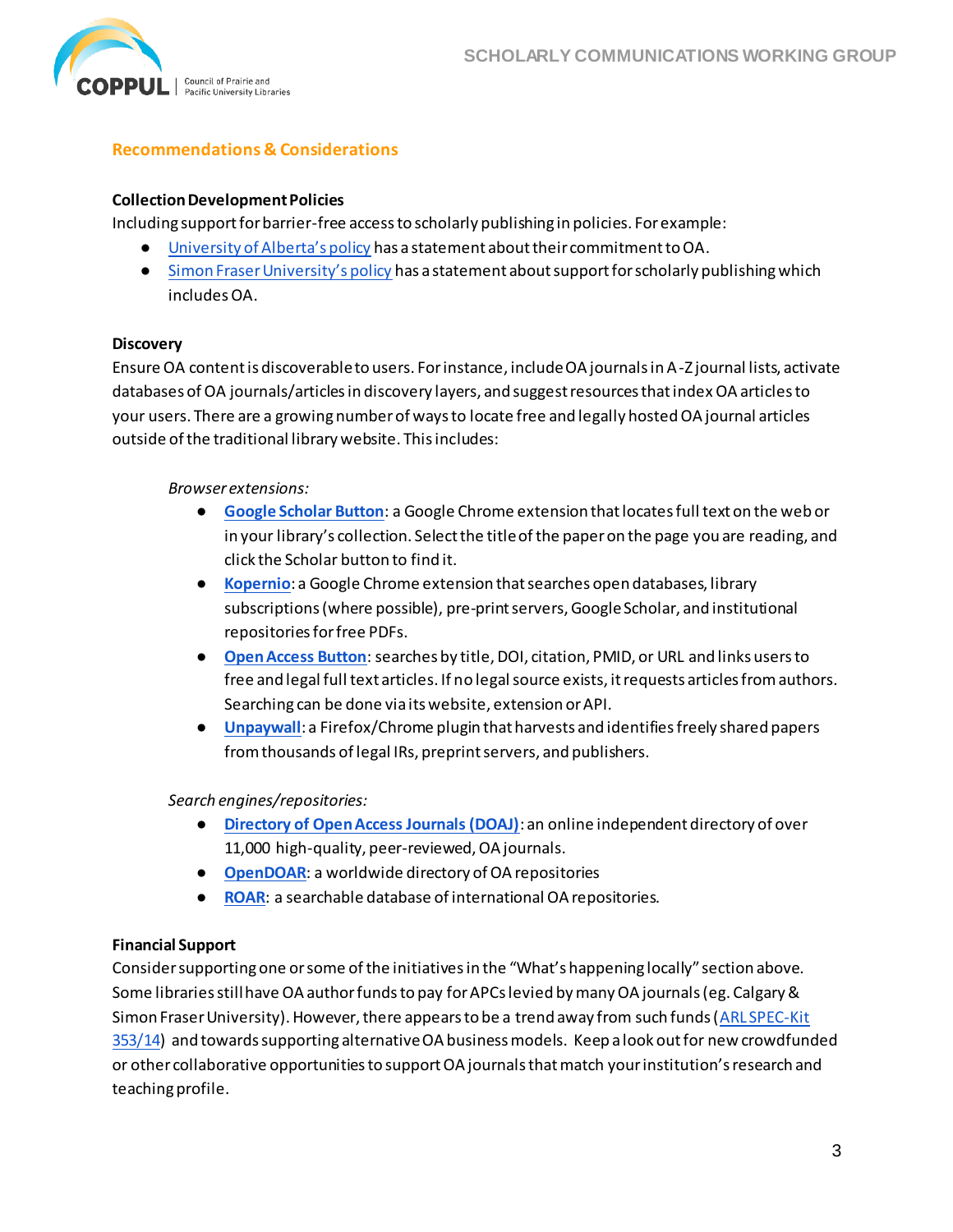## Recommendations & Considerations

### Collection Development Policies

Including support for barrier-free access to scholarly publishing in policies. For example:

- University of Alberta's policy has a statement about their commitment to OA.
- Simon Fraser University's policy has a statement about support for scholarly publishing which includes OA.

### Discovery

Ensure OA content is discoverable to users. For instance, include OA journals in A-Z journal lists, activate databases of OA journals/articles in discovery layers, and suggest resources that index OA articles to your users. There are a growing number of ways to locate free and legally hosted OA journal articles outside of the traditional library website. This includes:

*Browser extensions:*

- **Google Scholar Button**: a Google Chrome extension that locates full text on the web or in your library's collection. Select the title of the paper on the page you are reading, and click the Scholar button to find it.
- **Kopernio**: a Google Chrome extension that searches open databases, library subscriptions (where possible), pre-print servers, Google Scholar, and institutional repositories for free PDFs.
- **Open Access Button**: searches by title, DOI, citation, PMID, or URL and links users to free and legal full text articles. If no legal source exists, it requests articles from authors. Searching can be done via its website, extension or API.
- **Unpaywall**: a Firefox/Chrome plugin that harvests and identifies freely shared papers from thousands of legal IRs, preprint servers, and publishers.

*Search engines/repositories:*

- **Directory of Open Access Journals (DOAJ)**: an online independent directory of over 11,000 high-quality, peer-reviewed, OA journals.
- **OpenDOAR**: a worldwide directory of OA repositories
- **ROAR**: a searchable database of international OA repositories.

### Financial Support

Consider supporting one or some of the initiatives in the "What's happening locally" section above. Some libraries still have OA author funds to pay for APCs levied by many OA journals (eg. Calgary & Simon Fraser University). However, there appears to be a trend away from such funds (ARL SPEC-Kit 353/14) and towards supporting alternative OA business models. Keep a look out for new crowdfunded or other collaborative opportunities to support OA journals that match your institution's research and teaching profile.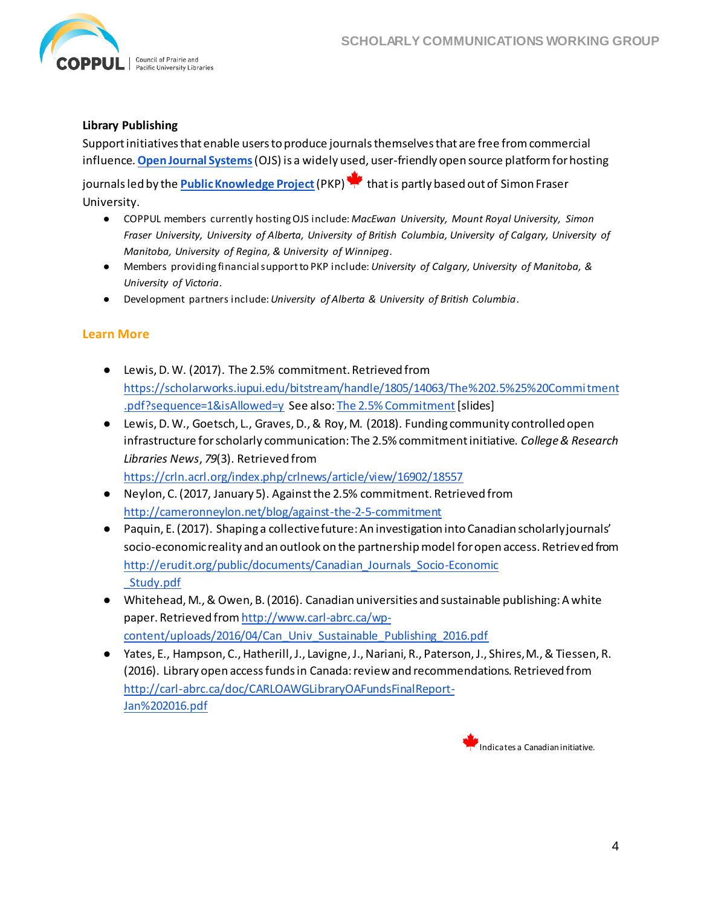### Library Publishing

Support initiatives that enable users to produce journals themselves that are free from commercial influence. **Open Journal Systems** (OJS) is a widely used, user-friendly open source platform for hosting journals led by the **Public Knowledge Project** (PKP) 🍁 that is partly based out of Simon Fraser University.

- COPPUL members currently hosting OJS include: *MacEwan University, Mount Royal University, Simon Fraser University, University of Alberta, University of British Columbia, University of Calgary, University of Manitoba, University of Regina, & University of Winnipeg*.
- Members providing financial support to PKP include: *University of Calgary, University of Manitoba, & University of Victoria*.
- Development partners include: *University of Alberta & University of British Columbia*.

### Learn More

- Lewis, D. W. (2017). The 2.5% commitment. Retrieved from https://scholarworks.iupui.edu/bitstream/handle/1805/14063/The%202.5%25%20Commitment.pdf?sequence=1&isAllowed=y See also: The 2.5% Commitment [slides]
- Lewis, D. W., Goetsch, L., Graves, D., & Roy, M. (2018). Funding community controlled open infrastructure for scholarly communication: The 2.5% commitment initiative. *College & Research Libraries News*, *79*(3). Retrieved from https://crln.acrl.org/index.php/crlnews/article/view/16902/18557
- Neylon, C. (2017, January 5). Against the 2.5% commitment. Retrieved from http://cameronneylon.net/blog/against-the-2-5-commitment
- Paquin, E. (2017). Shaping a collective future: An investigation into Canadian scholarly journals' socio-economic reality and an outlook on the partnership model for open access. Retrieved from http://erudit.org/public/documents/Canadian_Journals_Socio-Economic_Study.pdf
- Whitehead, M., & Owen, B. (2016). Canadian universities and sustainable publishing: A white paper. Retrieved from http://www.carl-abrc.ca/wp-content/uploads/2016/04/Can_Univ_Sustainable_Publishing_2016.pdf
- Yates, E., Hampson, C., Hatherill, J., Lavigne, J., Nariani, R., Paterson, J., Shires, M., & Tiessen, R. (2016). Library open access funds in Canada: review and recommendations. Retrieved from http://carl-abrc.ca/doc/CARLOAWGLibraryOAFundsFinalReport-Jan%202016.pdf

🍁 Indicates a Canadian initiative.